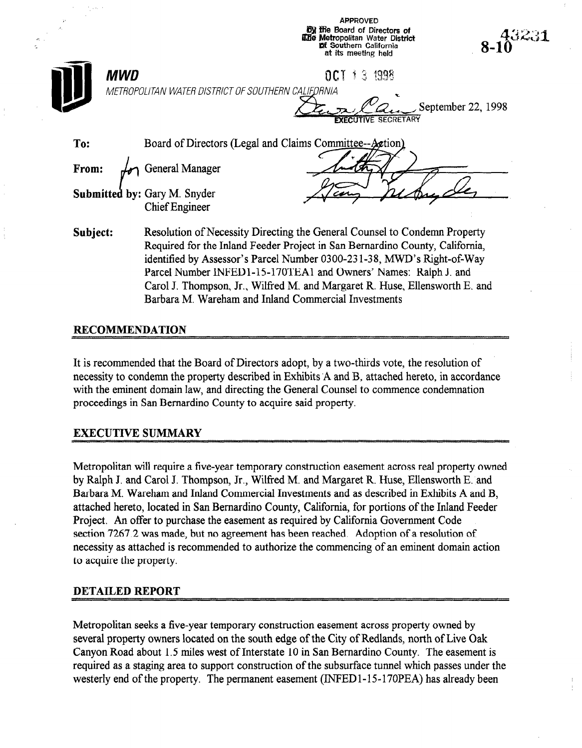APPROVED
By the Board of Directors of
The Metropolitan Water District
of Southern California
at its meeting held

OCT 13 1998

EXECUTIVE SECRETARY

43231
8-10

**MWD**
METROPOLITAN WATER DISTRICT OF SOUTHERN CALIFORNIA

September 22, 1998

**To:** Board of Directors (Legal and Claims Committee--Action)

**From:** General Manager

**Submitted by:** Gary M. Snyder
Chief Engineer

**Subject:** Resolution of Necessity Directing the General Counsel to Condemn Property Required for the Inland Feeder Project in San Bernardino County, California, identified by Assessor's Parcel Number 0300-231-38, MWD's Right-of-Way Parcel Number INFED1-15-170TEA1 and Owners' Names: Ralph J. and Carol J. Thompson, Jr., Wilfred M. and Margaret R. Huse, Ellensworth E. and Barbara M. Wareham and Inland Commercial Investments

## RECOMMENDATION

It is recommended that the Board of Directors adopt, by a two-thirds vote, the resolution of necessity to condemn the property described in Exhibits A and B, attached hereto, in accordance with the eminent domain law, and directing the General Counsel to commence condemnation proceedings in San Bernardino County to acquire said property.

## EXECUTIVE SUMMARY

Metropolitan will require a five-year temporary construction easement across real property owned by Ralph J. and Carol J. Thompson, Jr., Wilfred M. and Margaret R. Huse, Ellensworth E. and Barbara M. Wareham and Inland Commercial Investments and as described in Exhibits A and B, attached hereto, located in San Bernardino County, California, for portions of the Inland Feeder Project. An offer to purchase the easement as required by California Government Code section 7267.2 was made, but no agreement has been reached. Adoption of a resolution of necessity as attached is recommended to authorize the commencing of an eminent domain action to acquire the property.

## DETAILED REPORT

Metropolitan seeks a five-year temporary construction easement across property owned by several property owners located on the south edge of the City of Redlands, north of Live Oak Canyon Road about 1.5 miles west of Interstate 10 in San Bernardino County. The easement is required as a staging area to support construction of the subsurface tunnel which passes under the westerly end of the property. The permanent easement (INFED1-15-170PEA) has already been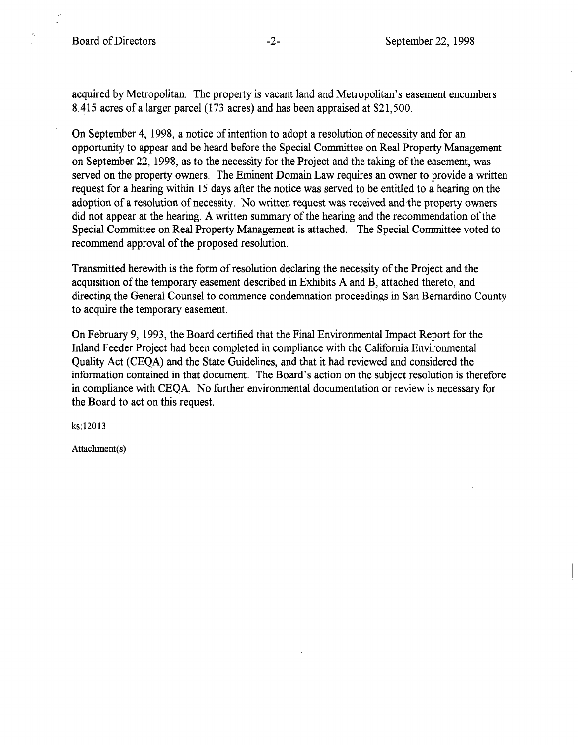acquired by Metropolitan. The property is vacant land and Metropolitan's easement encumbers 8.415 acres of a larger parcel (173 acres) and has been appraised at $21,500.

On September 4, 1998, a notice of intention to adopt a resolution of necessity and for an opportunity to appear and be heard before the Special Committee on Real Property Management on September 22, 1998, as to the necessity for the Project and the taking of the easement, was served on the property owners. The Eminent Domain Law requires an owner to provide a written request for a hearing within 15 days after the notice was served to be entitled to a hearing on the adoption of a resolution of necessity. No written request was received and the property owners did not appear at the hearing. A written summary of the hearing and the recommendation of the Special Committee on Real Property Management is attached. The Special Committee voted to recommend approval of the proposed resolution.

Transmitted herewith is the form of resolution declaring the necessity of the Project and the acquisition of the temporary easement described in Exhibits A and B, attached thereto, and directing the General Counsel to commence condemnation proceedings in San Bernardino County to acquire the temporary easement.

On February 9, 1993, the Board certified that the Final Environmental Impact Report for the Inland Feeder Project had been completed in compliance with the California Environmental Quality Act (CEQA) and the State Guidelines, and that it had reviewed and considered the information contained in that document. The Board's action on the subject resolution is therefore in compliance with CEQA. No further environmental documentation or review is necessary for the Board to act on this request.

ks:12013

Attachment(s)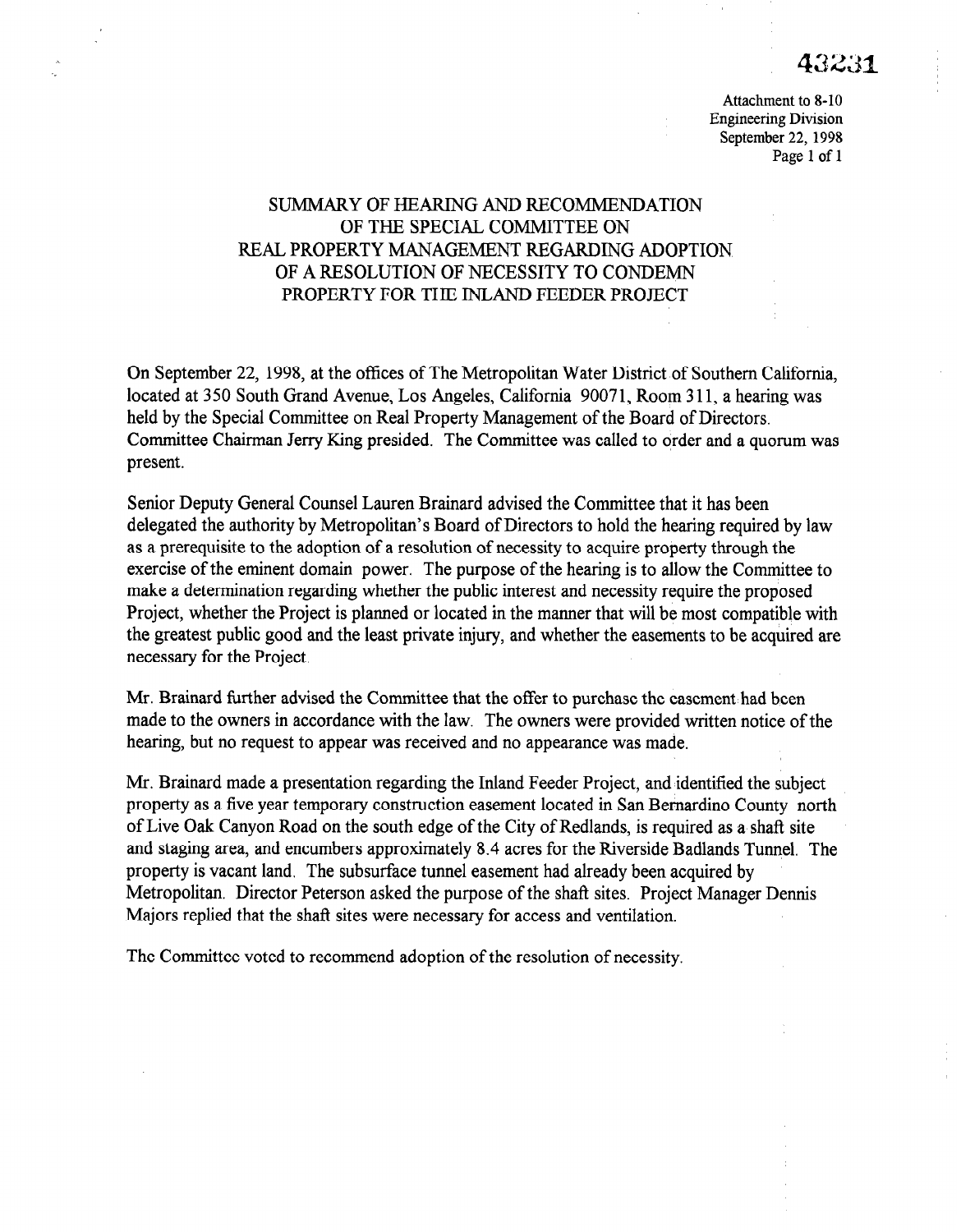43231

Attachment to 8-10
Engineering Division
September 22, 1998

# SUMMARY OF HEARING AND RECOMMENDATION OF THE SPECIAL COMMITTEE ON REAL PROPERTY MANAGEMENT REGARDING ADOPTION OF A RESOLUTION OF NECESSITY TO CONDEMN PROPERTY FOR THE INLAND FEEDER PROJECT

On September 22, 1998, at the offices of The Metropolitan Water District of Southern California, located at 350 South Grand Avenue, Los Angeles, California 90071, Room 311, a hearing was held by the Special Committee on Real Property Management of the Board of Directors. Committee Chairman Jerry King presided. The Committee was called to order and a quorum was present.

Senior Deputy General Counsel Lauren Brainard advised the Committee that it has been delegated the authority by Metropolitan's Board of Directors to hold the hearing required by law as a prerequisite to the adoption of a resolution of necessity to acquire property through the exercise of the eminent domain power. The purpose of the hearing is to allow the Committee to make a determination regarding whether the public interest and necessity require the proposed Project, whether the Project is planned or located in the manner that will be most compatible with the greatest public good and the least private injury, and whether the easements to be acquired are necessary for the Project.

Mr. Brainard further advised the Committee that the offer to purchase the easement had been made to the owners in accordance with the law. The owners were provided written notice of the hearing, but no request to appear was received and no appearance was made.

Mr. Brainard made a presentation regarding the Inland Feeder Project, and identified the subject property as a five year temporary construction easement located in San Bernardino County north of Live Oak Canyon Road on the south edge of the City of Redlands, is required as a shaft site and staging area, and encumbers approximately 8.4 acres for the Riverside Badlands Tunnel. The property is vacant land. The subsurface tunnel easement had already been acquired by Metropolitan. Director Peterson asked the purpose of the shaft sites. Project Manager Dennis Majors replied that the shaft sites were necessary for access and ventilation.

The Committee voted to recommend adoption of the resolution of necessity.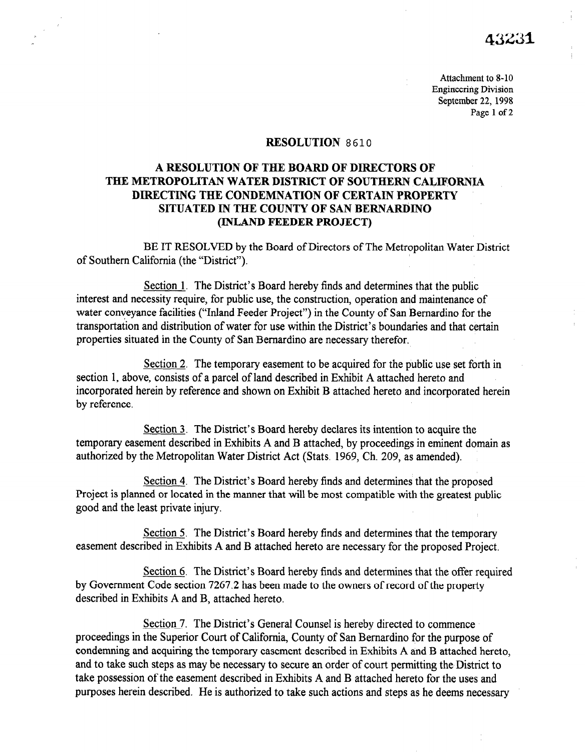43231

Attachment to 8-10
Engineering Division
September 22, 1998

## RESOLUTION 8610

## A RESOLUTION OF THE BOARD OF DIRECTORS OF THE METROPOLITAN WATER DISTRICT OF SOUTHERN CALIFORNIA DIRECTING THE CONDEMNATION OF CERTAIN PROPERTY SITUATED IN THE COUNTY OF SAN BERNARDINO (INLAND FEEDER PROJECT)

BE IT RESOLVED by the Board of Directors of The Metropolitan Water District of Southern California (the "District").

Section 1. The District's Board hereby finds and determines that the public interest and necessity require, for public use, the construction, operation and maintenance of water conveyance facilities ("Inland Feeder Project") in the County of San Bernardino for the transportation and distribution of water for use within the District's boundaries and that certain properties situated in the County of San Bernardino are necessary therefor.

Section 2. The temporary easement to be acquired for the public use set forth in section 1, above, consists of a parcel of land described in Exhibit A attached hereto and incorporated herein by reference and shown on Exhibit B attached hereto and incorporated herein by reference.

Section 3. The District's Board hereby declares its intention to acquire the temporary easement described in Exhibits A and B attached, by proceedings in eminent domain as authorized by the Metropolitan Water District Act (Stats. 1969, Ch. 209, as amended).

Section 4. The District's Board hereby finds and determines that the proposed Project is planned or located in the manner that will be most compatible with the greatest public good and the least private injury.

Section 5. The District's Board hereby finds and determines that the temporary easement described in Exhibits A and B attached hereto are necessary for the proposed Project.

Section 6. The District's Board hereby finds and determines that the offer required by Government Code section 7267.2 has been made to the owners of record of the property described in Exhibits A and B, attached hereto.

Section 7. The District's General Counsel is hereby directed to commence proceedings in the Superior Court of California, County of San Bernardino for the purpose of condemning and acquiring the temporary easement described in Exhibits A and B attached hereto, and to take such steps as may be necessary to secure an order of court permitting the District to take possession of the easement described in Exhibits A and B attached hereto for the uses and purposes herein described. He is authorized to take such actions and steps as he deems necessary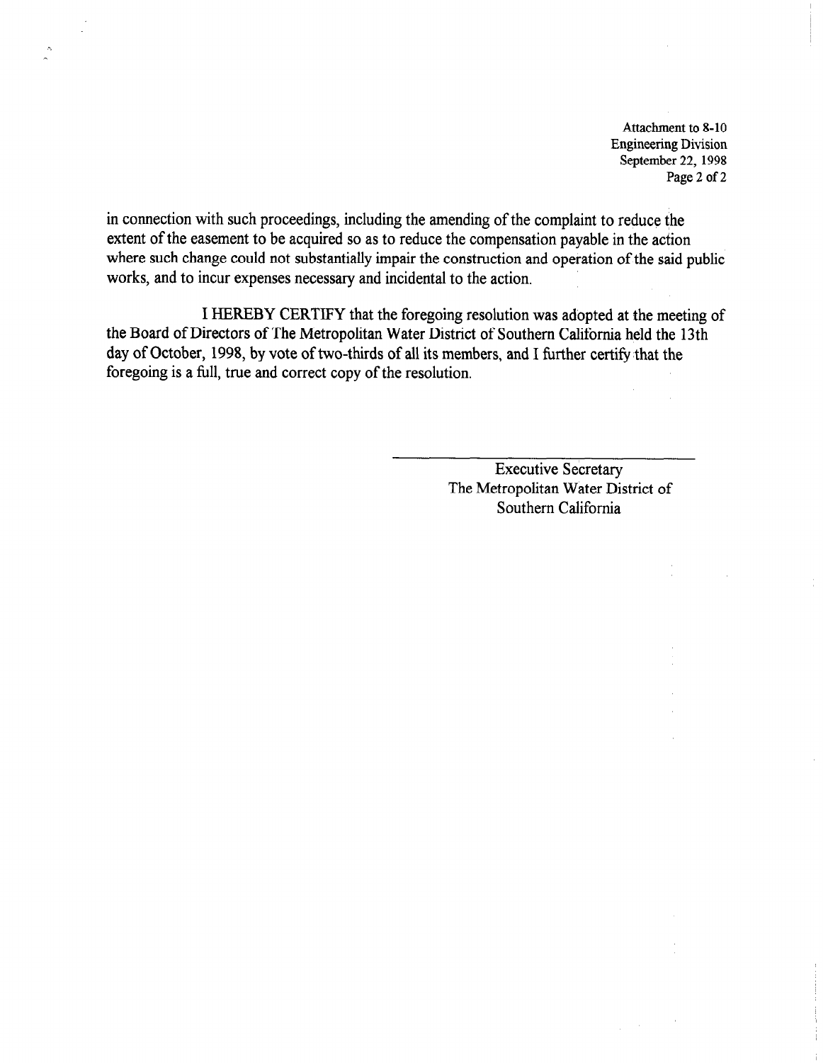in connection with such proceedings, including the amending of the complaint to reduce the extent of the easement to be acquired so as to reduce the compensation payable in the action where such change could not substantially impair the construction and operation of the said public works, and to incur expenses necessary and incidental to the action.

I HEREBY CERTIFY that the foregoing resolution was adopted at the meeting of the Board of Directors of The Metropolitan Water District of Southern California held the 13th day of October, 1998, by vote of two-thirds of all its members, and I further certify that the foregoing is a full, true and correct copy of the resolution.

\_\_\_\_\_\_\_\_\_\_\_\_\_\_\_\_\_\_\_\_\_\_\_\_\_\_\_\_\_\_\_\_

Executive Secretary
The Metropolitan Water District of
Southern California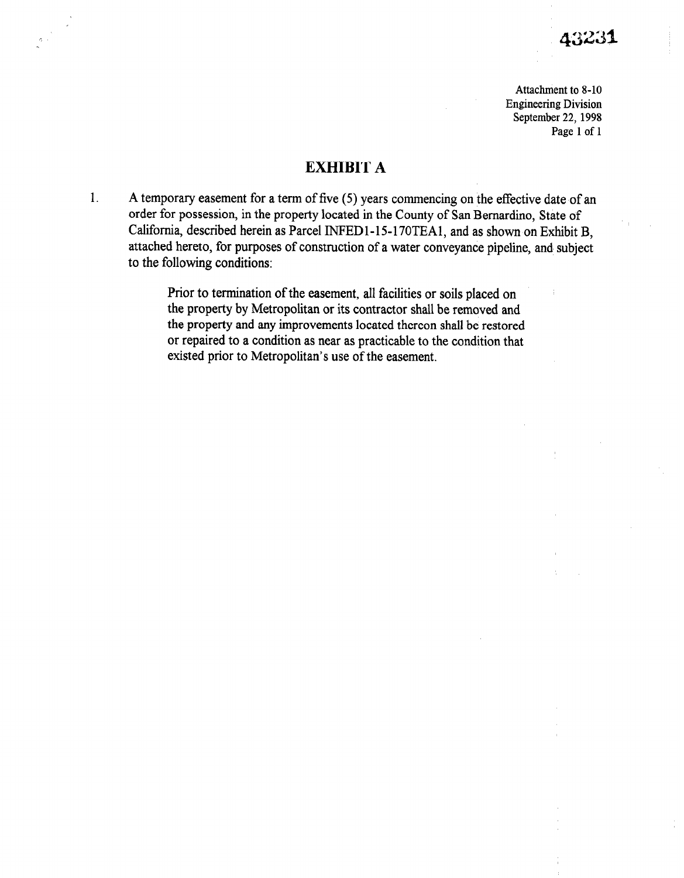43231

Attachment to 8-10
Engineering Division
September 22, 1998

# EXHIBIT A

1. A temporary easement for a term of five (5) years commencing on the effective date of an order for possession, in the property located in the County of San Bernardino, State of California, described herein as Parcel INFED1-15-170TEA1, and as shown on Exhibit B, attached hereto, for purposes of construction of a water conveyance pipeline, and subject to the following conditions:

    Prior to termination of the easement, all facilities or soils placed on the property by Metropolitan or its contractor shall be removed and the property and any improvements located thereon shall be restored or repaired to a condition as near as practicable to the condition that existed prior to Metropolitan's use of the easement.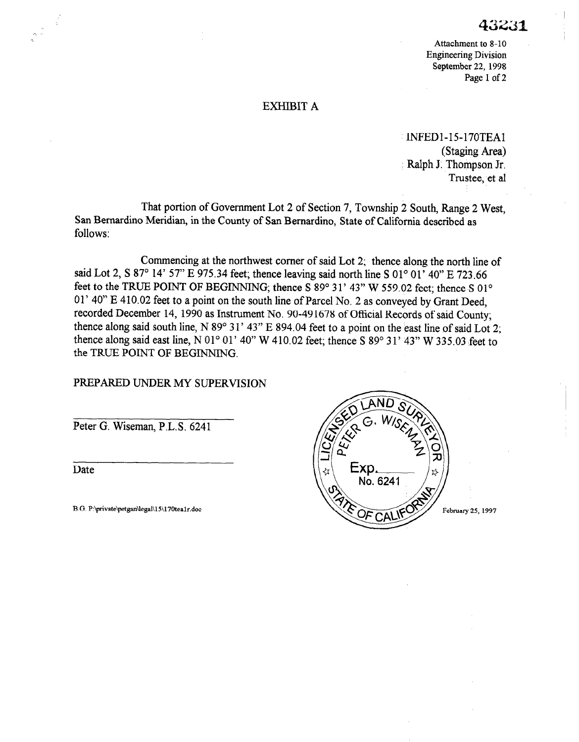43231

Attachment to 8-10
Engineering Division
September 22, 1998

## EXHIBIT A

INFED1-15-170TEA1
(Staging Area)
Ralph J. Thompson Jr.
Trustee, et al

That portion of Government Lot 2 of Section 7, Township 2 South, Range 2 West, San Bernardino Meridian, in the County of San Bernardino, State of California described as follows:

Commencing at the northwest corner of said Lot 2; thence along the north line of said Lot 2, S 87° 14' 57" E 975.34 feet; thence leaving said north line S 01° 01' 40" E 723.66 feet to the TRUE POINT OF BEGINNING; thence S 89° 31' 43" W 559.02 feet; thence S 01° 01' 40" E 410.02 feet to a point on the south line of Parcel No. 2 as conveyed by Grant Deed, recorded December 14, 1990 as Instrument No. 90-491678 of Official Records of said County; thence along said south line, N 89° 31' 43" E 894.04 feet to a point on the east line of said Lot 2; thence along said east line, N 01° 01' 40" W 410.02 feet; thence S 89° 31' 43" W 335.03 feet to the TRUE POINT OF BEGINNING.

PREPARED UNDER MY SUPERVISION

Peter G. Wiseman, P.L.S. 6241

Date

LICENSED LAND SURVEYOR
PETER G. WISEMAN
Exp.
No. 6241
STATE OF CALIFORNIA

February 25, 1997

B.G. P:\private\petgan\legal\15\170tea1r.doc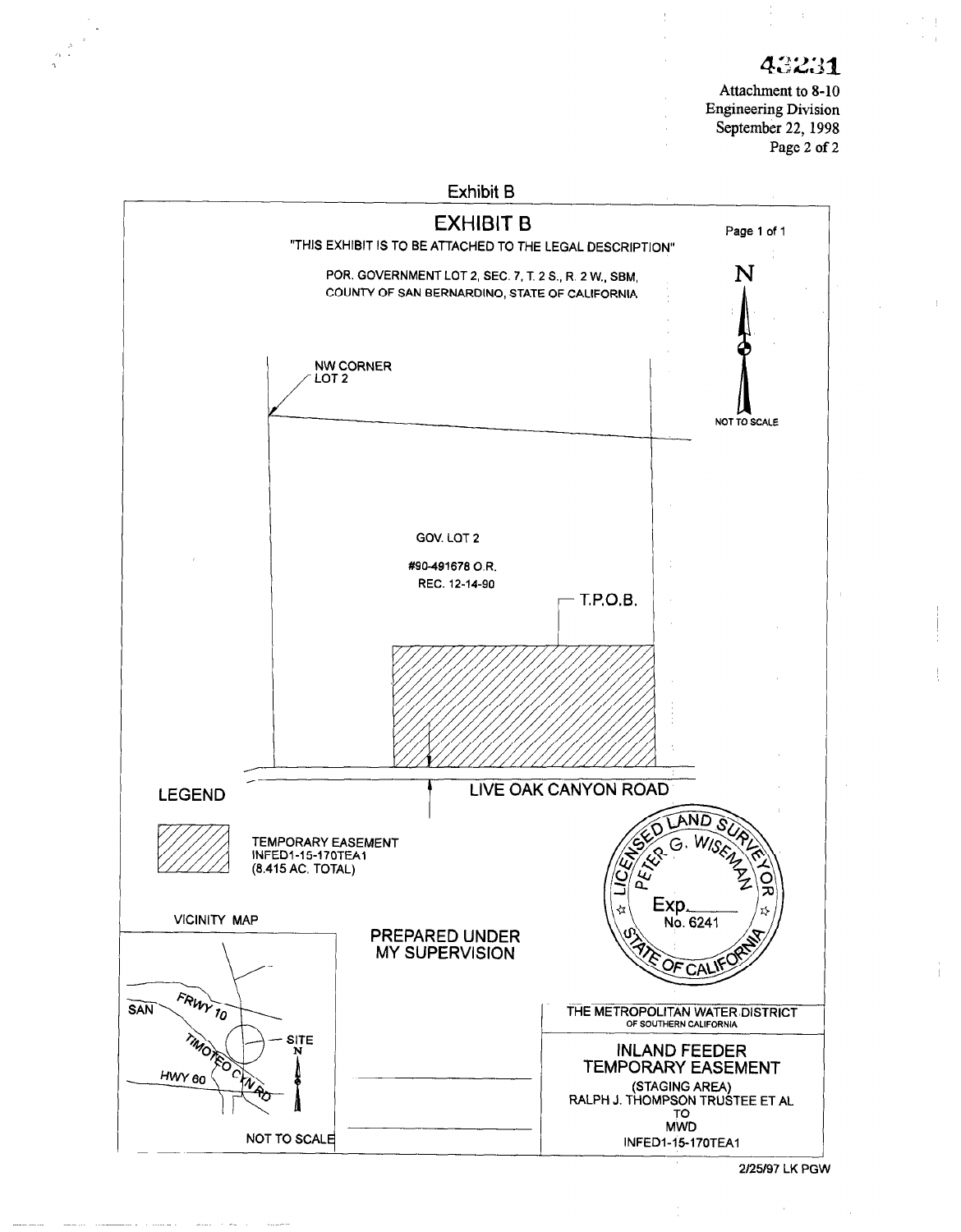43231

Attachment to 8-10
Engineering Division
September 22, 1998
Page 2 of 2

Exhibit B

# EXHIBIT B

Page 1 of 1

"THIS EXHIBIT IS TO BE ATTACHED TO THE LEGAL DESCRIPTION"

POR. GOVERNMENT LOT 2, SEC. 7, T. 2 S., R. 2 W., SBM,
COUNTY OF SAN BERNARDINO, STATE OF CALIFORNIA

N

NOT TO SCALE

NW CORNER
LOT 2

GOV. LOT 2

#90-491678 O.R.
REC. 12-14-90

T.P.O.B.

LIVE OAK CANYON ROAD

LEGEND

TEMPORARY EASEMENT
INFED1-15-170TEA1
(8.415 AC. TOTAL)

LICENSED LAND SURVEYOR
PETER G. WISEMAN
Exp.
No. 6241
STATE OF CALIFORNIA

VICINITY MAP

FRWY 10
SAN
TIMOTEO CYN RD
HWY 60
SITE
N
NOT TO SCALE

PREPARED UNDER
MY SUPERVISION

THE METROPOLITAN WATER DISTRICT
OF SOUTHERN CALIFORNIA

INLAND FEEDER
TEMPORARY EASEMENT
(STAGING AREA)
RALPH J. THOMPSON TRUSTEE ET AL
TO
MWD
INFED1-15-170TEA1

2/25/97 LK PGW